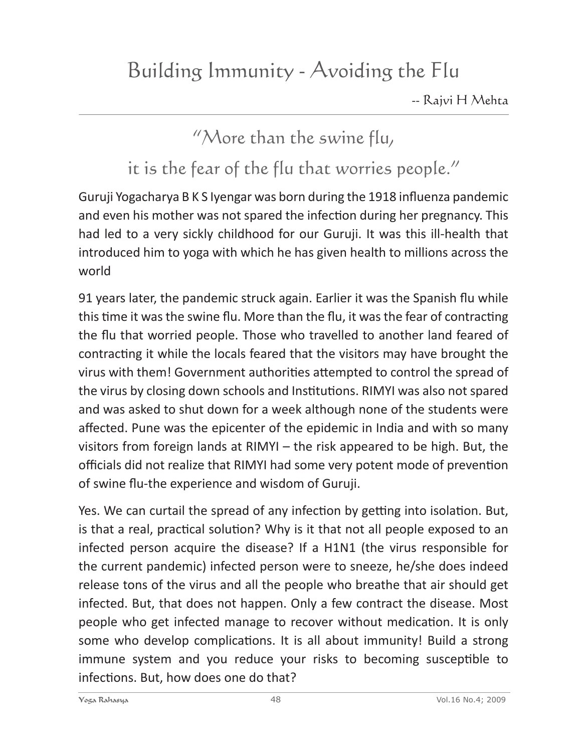# Building Immunity - Avoiding the Flu

-- Rajvi H Mehta

## "More than the swine flu, it is the fear of the flu that worries people."

Guruji Yogacharya B K S Iyengar was born during the 1918 influenza pandemic and even his mother was not spared the infection during her pregnancy. This had led to a very sickly childhood for our Guruji. It was this ill-health that introduced him to yoga with which he has given health to millions across the world

91 years later, the pandemic struck again. Earlier it was the Spanish flu while this time it was the swine flu. More than the flu, it was the fear of contracting the flu that worried people. Those who travelled to another land feared of contracting it while the locals feared that the visitors may have brought the virus with them! Government authorities attempted to control the spread of the virus by closing down schools and Institutions. RIMYI was also not spared and was asked to shut down for a week although none of the students were affected. Pune was the epicenter of the epidemic in India and with so many visitors from foreign lands at RIMYI – the risk appeared to be high. But, the officials did not realize that RIMYI had some very potent mode of prevention of swine flu-the experience and wisdom of Guruji.

Yes. We can curtail the spread of any infection by getting into isolation. But, is that a real, practical solution? Why is it that not all people exposed to an infected person acquire the disease? If a H1N1 (the virus responsible for the current pandemic) infected person were to sneeze, he/she does indeed release tons of the virus and all the people who breathe that air should get infected. But, that does not happen. Only a few contract the disease. Most people who get infected manage to recover without medication. It is only some who develop complications. It is all about immunity! Build a strong immune system and you reduce your risks to becoming susceptible to infections. But, how does one do that?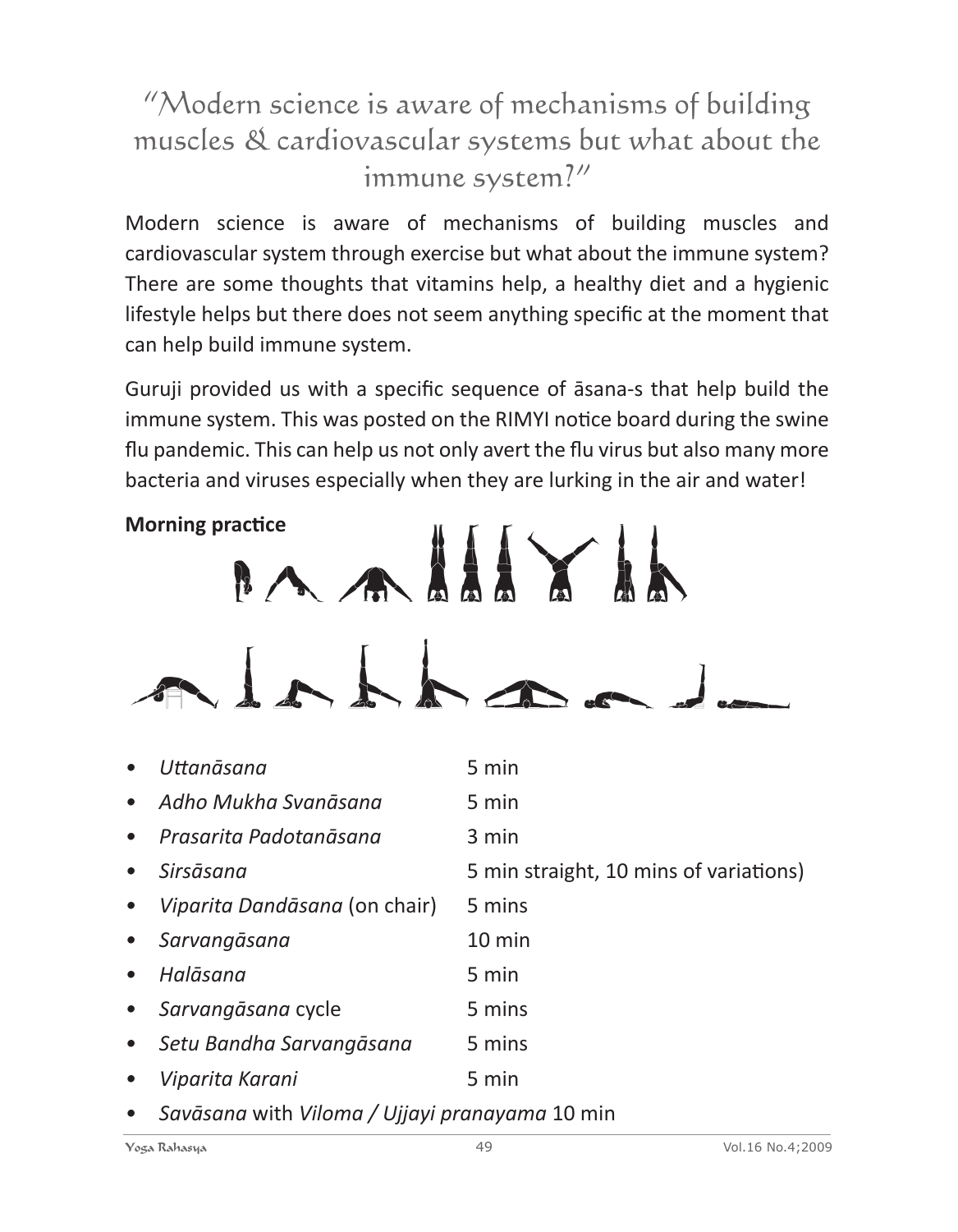## "Modern science is aware of mechanisms of building muscles & cardiovascular systems but what about the immune system?"

Modern science is aware of mechanisms of building muscles and cardiovascular system through exercise but what about the immune system? There are some thoughts that vitamins help, a healthy diet and a hygienic lifestyle helps but there does not seem anything specific at the moment that can help build immune system.

Guruji provided us with a specific sequence of āsana-s that help build the immune system. This was posted on the RIMYI notice board during the swine flu pandemic. This can help us not only avert the flu virus but also many more bacteria and viruses especially when they are lurking in the air and water!

**Morning practice**

| | |
|---|---|
| • *Uttanāsana* | 5 min |
| • *Adho Mukha Svanāsana* | 5 min |
| • *Prasarita Padotanāsana* | 3 min |
| • *Sirsāsana* | 5 min straight, 10 mins of variations) |
| • *Viparita Dandāsana* (on chair) | 5 mins |
| • *Sarvangāsana* | 10 min |
| • *Halāsana* | 5 min |
| • *Sarvangāsana* cycle | 5 mins |
| • *Setu Bandha Sarvangāsana* | 5 mins |
| • *Viparita Karani* | 5 min |

• *Savāsana* with *Viloma / Ujjayi pranayama* 10 min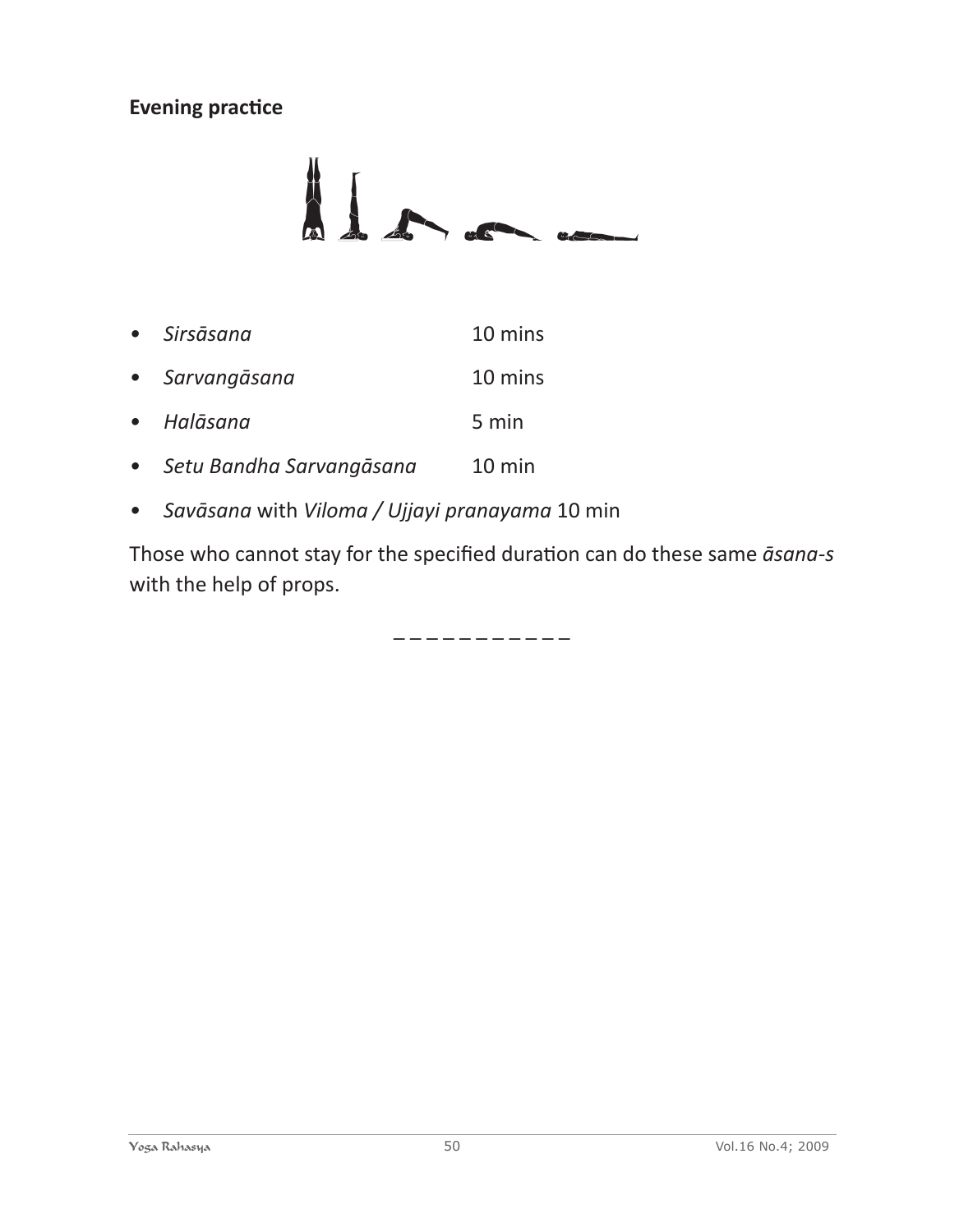**Evening practice**

- *Sirsāsana* 10 mins
- *Sarvangāsana* 10 mins
- *Halāsana* 5 min
- *Setu Bandha Sarvangāsana* 10 min
- *Savāsana* with *Viloma / Ujjayi pranayama* 10 min

Those who cannot stay for the specified duration can do these same *āsana-s* with the help of props.

\_ \_ \_ \_ \_ \_ \_ \_ \_ \_ \_